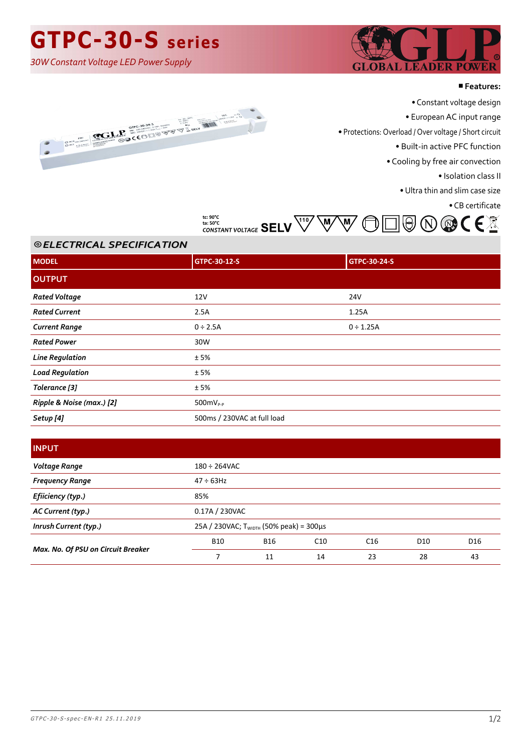# GTPC-30-S series

*30W Constant Voltage LED Power Supply*

GLP GLOBAL LEADER POWER

■ **Features:**

- Constant voltage design
- European AC input range
- Protections: Overload / Over voltage / Short circuit
- Built-in active PFC function
- Cooling by free air convection
- Isolation class II
- Ultra thin and slim case size
- CB certificate

tc: 90°C
ta: 50°C
CONSTANT VOLTAGE SELV

## ELECTRICAL SPECIFICATION

| MODEL | GTPC-30-12-S | GTPC-30-24-S |
|---|---|---|
| **OUTPUT** | | |
| *Rated Voltage* | 12V | 24V |
| *Rated Current* | 2.5A | 1.25A |
| *Current Range* | 0 ÷ 2.5A | 0 ÷ 1.25A |
| *Rated Power* | 30W | |
| *Line Regulation* | ± 5% | |
| *Load Regulation* | ± 5% | |
| *Tolerance [3]* | ± 5% | |
| *Ripple & Noise (max.) [2]* | 500mV$_{P-P}$ | |
| *Setup [4]* | 500ms / 230VAC at full load | |

| INPUT | | | | | | |
|---|---|---|---|---|---|---|
| *Voltage Range* | 180 ÷ 264VAC | | | | | |
| *Frequency Range* | 47 ÷ 63Hz | | | | | |
| *Efiiciency (typ.)* | 85% | | | | | |
| *AC Current (typ.)* | 0.17A / 230VAC | | | | | |
| *Inrush Current (typ.)* | 25A / 230VAC; $T_{WIDTH}$ (50% peak) = 300µs | | | | | |
| *Max. No. Of PSU on Circuit Breaker* | B10 | B16 | C10 | C16 | D10 | D16 |
| | 7 | 11 | 14 | 23 | 28 | 43 |

GTPC-30-S-spec-EN-R1 25.11.2019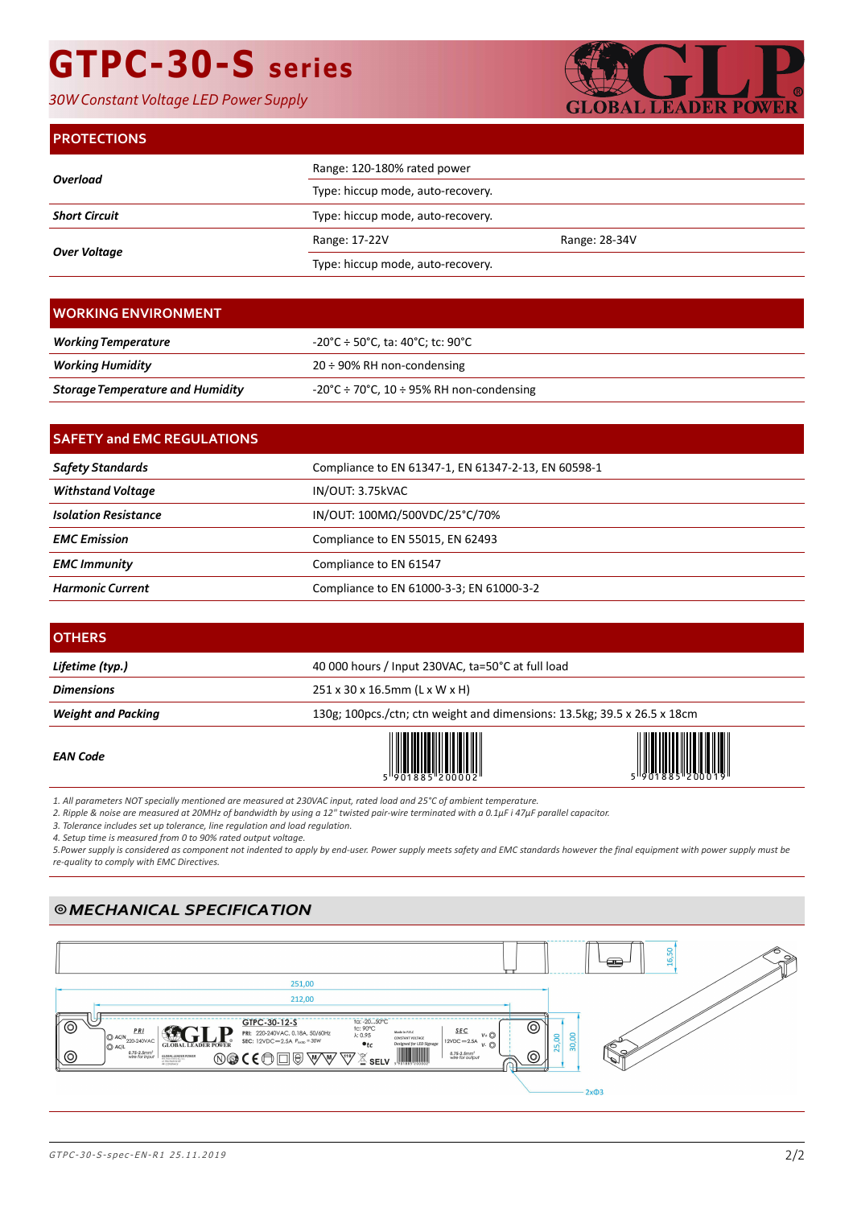# GTPC-30-S series

*30W Constant Voltage LED Power Supply*

GLOBAL LEADER POWER

## PROTECTIONS

| | | |
|---|---|---|
| ***Overload*** | Range: 120-180% rated power | |
| | Type: hiccup mode, auto-recovery. | |
| ***Short Circuit*** | Type: hiccup mode, auto-recovery. | |
| ***Over Voltage*** | Range: 17-22V | Range: 28-34V |
| | Type: hiccup mode, auto-recovery. | |

## WORKING ENVIRONMENT

| | |
|---|---|
| ***Working Temperature*** | -20°C ÷ 50°C, ta: 40°C; tc: 90°C |
| ***Working Humidity*** | 20 ÷ 90% RH non-condensing |
| ***Storage Temperature and Humidity*** | -20°C ÷ 70°C, 10 ÷ 95% RH non-condensing |

## SAFETY and EMC REGULATIONS

| | |
|---|---|
| ***Safety Standards*** | Compliance to EN 61347-1, EN 61347-2-13, EN 60598-1 |
| ***Withstand Voltage*** | IN/OUT: 3.75kVAC |
| ***Isolation Resistance*** | IN/OUT: 100MΩ/500VDC/25°C/70% |
| ***EMC Emission*** | Compliance to EN 55015, EN 62493 |
| ***EMC Immunity*** | Compliance to EN 61547 |
| ***Harmonic Current*** | Compliance to EN 61000-3-3; EN 61000-3-2 |

## OTHERS

| | | |
|---|---|---|
| ***Lifetime (typ.)*** | 40 000 hours / Input 230VAC, ta=50°C at full load | |
| ***Dimensions*** | 251 x 30 x 16.5mm (L x W x H) | |
| ***Weight and Packing*** | 130g; 100pcs./ctn; ctn weight and dimensions: 13.5kg; 39.5 x 26.5 x 18cm | |
| ***EAN Code*** | 5 901885 200002 | 5 901885 200019 |

*1. All parameters NOT specially mentioned are measured at 230VAC input, rated load and 25°C of ambient temperature.*
*2. Ripple & noise are measured at 20MHz of bandwidth by using a 12" twisted pair-wire terminated with a 0.1µF i 47µF parallel capacitor.*
*3. Tolerance includes set up tolerance, line regulation and load regulation.*
*4. Setup time is measured from 0 to 90% rated output voltage.*
*5.Power supply is considered as component not indented to apply by end-user. Power supply meets safety and EMC standards however the final equipment with power supply must be re-quality to comply with EMC Directives.*

## MECHANICAL SPECIFICATION

251,00
212,00
25,00
30,00
16,50
2xΦ3
GTPC-30-12-S
PRI: 220-240VAC, 0.18A, 50/60Hz
SEC: 12VDC ⎓ 2.5A $P_{max}$ = 30W
ta: -20...50°C
tc: 90°C
λ: 0.95
PRI
AC/N
AC/L
220-240VAC
SEC
12VDC ⎓ 2.5A
V+
V-
SELV